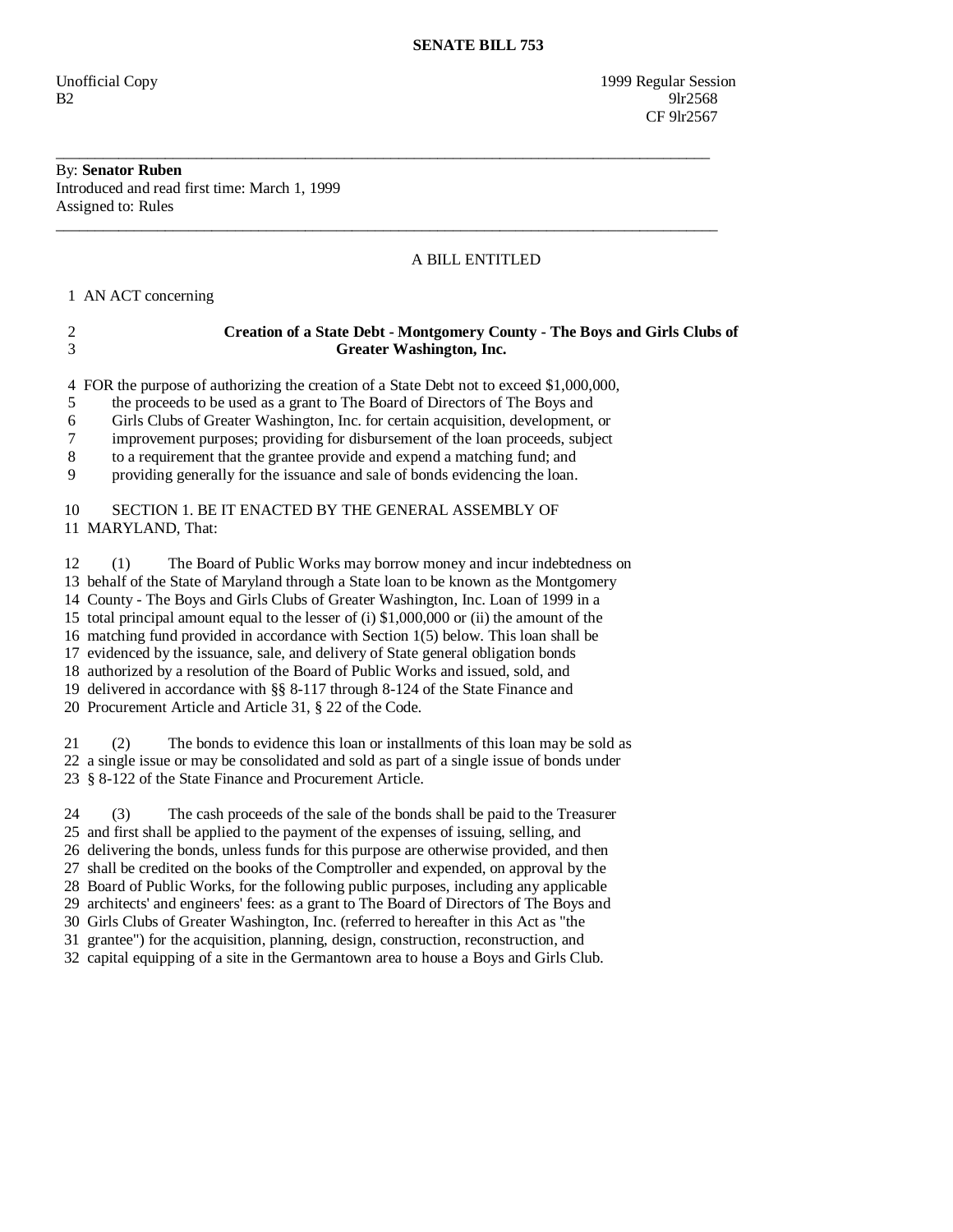# SENATE BILL 753

Unofficial Copy
B2

1999 Regular Session
9lr2568
CF 9lr2567

---

By: **Senator Ruben**
Introduced and read first time: March 1, 1999
Assigned to: Rules

---

A BILL ENTITLED

1 AN ACT concerning

2 **Creation of a State Debt - Montgomery County - The Boys and Girls Clubs of**
3 **Greater Washington, Inc.**

4 FOR the purpose of authorizing the creation of a State Debt not to exceed $1,000,000,
5 the proceeds to be used as a grant to The Board of Directors of The Boys and
6 Girls Clubs of Greater Washington, Inc. for certain acquisition, development, or
7 improvement purposes; providing for disbursement of the loan proceeds, subject
8 to a requirement that the grantee provide and expend a matching fund; and
9 providing generally for the issuance and sale of bonds evidencing the loan.

10 SECTION 1. BE IT ENACTED BY THE GENERAL ASSEMBLY OF
11 MARYLAND, That:

12 (1) The Board of Public Works may borrow money and incur indebtedness on
13 behalf of the State of Maryland through a State loan to be known as the Montgomery
14 County - The Boys and Girls Clubs of Greater Washington, Inc. Loan of 1999 in a
15 total principal amount equal to the lesser of (i) $1,000,000 or (ii) the amount of the
16 matching fund provided in accordance with Section 1(5) below. This loan shall be
17 evidenced by the issuance, sale, and delivery of State general obligation bonds
18 authorized by a resolution of the Board of Public Works and issued, sold, and
19 delivered in accordance with §§ 8-117 through 8-124 of the State Finance and
20 Procurement Article and Article 31, § 22 of the Code.

21 (2) The bonds to evidence this loan or installments of this loan may be sold as
22 a single issue or may be consolidated and sold as part of a single issue of bonds under
23 § 8-122 of the State Finance and Procurement Article.

24 (3) The cash proceeds of the sale of the bonds shall be paid to the Treasurer
25 and first shall be applied to the payment of the expenses of issuing, selling, and
26 delivering the bonds, unless funds for this purpose are otherwise provided, and then
27 shall be credited on the books of the Comptroller and expended, on approval by the
28 Board of Public Works, for the following public purposes, including any applicable
29 architects' and engineers' fees: as a grant to The Board of Directors of The Boys and
30 Girls Clubs of Greater Washington, Inc. (referred to hereafter in this Act as "the
31 grantee") for the acquisition, planning, design, construction, reconstruction, and
32 capital equipping of a site in the Germantown area to house a Boys and Girls Club.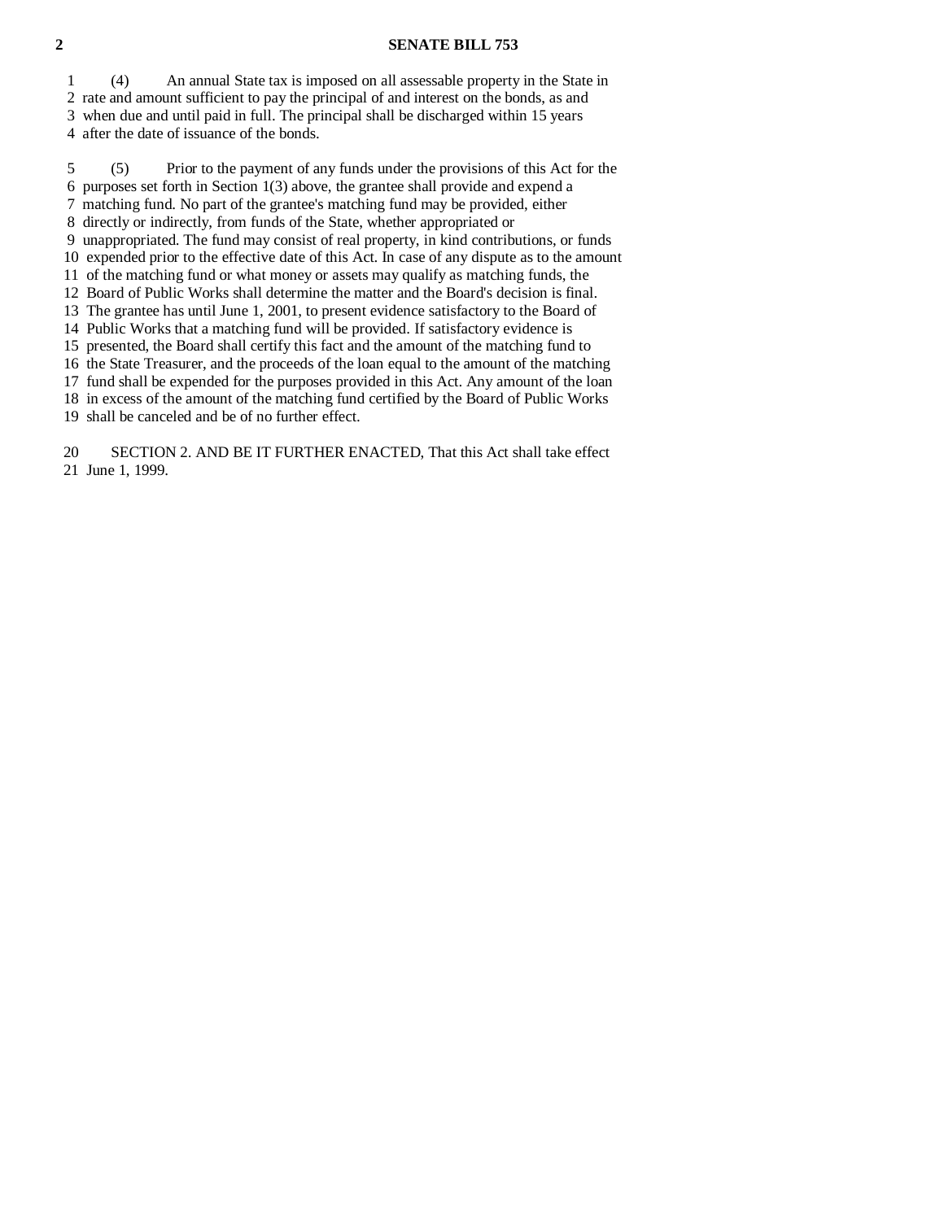(4) An annual State tax is imposed on all assessable property in the State in rate and amount sufficient to pay the principal of and interest on the bonds, as and when due and until paid in full. The principal shall be discharged within 15 years after the date of issuance of the bonds.

(5) Prior to the payment of any funds under the provisions of this Act for the purposes set forth in Section 1(3) above, the grantee shall provide and expend a matching fund. No part of the grantee's matching fund may be provided, either directly or indirectly, from funds of the State, whether appropriated or unappropriated. The fund may consist of real property, in kind contributions, or funds expended prior to the effective date of this Act. In case of any dispute as to the amount of the matching fund or what money or assets may qualify as matching funds, the Board of Public Works shall determine the matter and the Board's decision is final. The grantee has until June 1, 2001, to present evidence satisfactory to the Board of Public Works that a matching fund will be provided. If satisfactory evidence is presented, the Board shall certify this fact and the amount of the matching fund to the State Treasurer, and the proceeds of the loan equal to the amount of the matching fund shall be expended for the purposes provided in this Act. Any amount of the loan in excess of the amount of the matching fund certified by the Board of Public Works shall be canceled and be of no further effect.

SECTION 2. AND BE IT FURTHER ENACTED, That this Act shall take effect June 1, 1999.